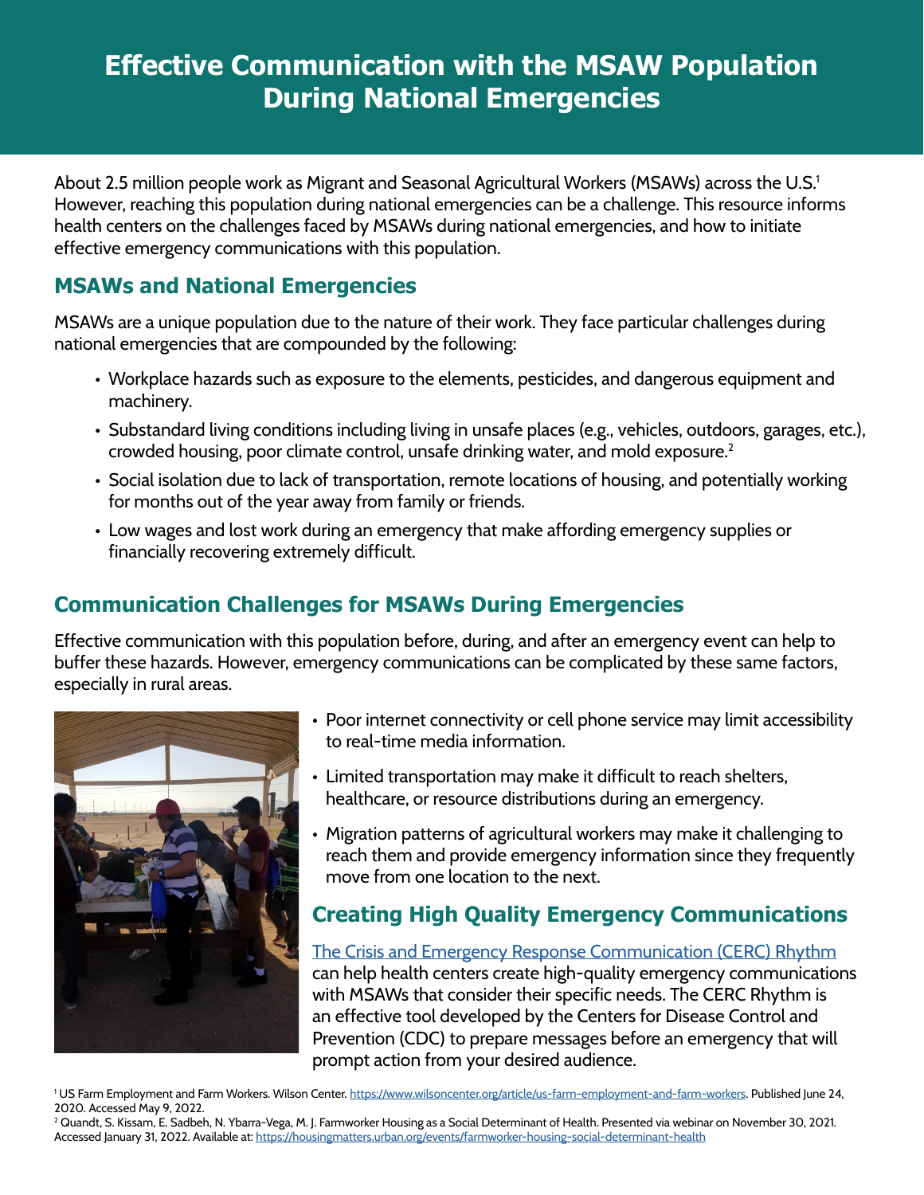# Effective Communication with the MSAW Population During National Emergencies

About 2.5 million people work as Migrant and Seasonal Agricultural Workers (MSAWs) across the U.S.[1] However, reaching this population during national emergencies can be a challenge. This resource informs health centers on the challenges faced by MSAWs during national emergencies, and how to initiate effective emergency communications with this population.

## MSAWs and National Emergencies

MSAWs are a unique population due to the nature of their work. They face particular challenges during national emergencies that are compounded by the following:

- Workplace hazards such as exposure to the elements, pesticides, and dangerous equipment and machinery.
- Substandard living conditions including living in unsafe places (e.g., vehicles, outdoors, garages, etc.), crowded housing, poor climate control, unsafe drinking water, and mold exposure.[2]
- Social isolation due to lack of transportation, remote locations of housing, and potentially working for months out of the year away from family or friends.
- Low wages and lost work during an emergency that make affording emergency supplies or financially recovering extremely difficult.

## Communication Challenges for MSAWs During Emergencies

Effective communication with this population before, during, and after an emergency event can help to buffer these hazards. However, emergency communications can be complicated by these same factors, especially in rural areas.

- Poor internet connectivity or cell phone service may limit accessibility to real-time media information.
- Limited transportation may make it difficult to reach shelters, healthcare, or resource distributions during an emergency.
- Migration patterns of agricultural workers may make it challenging to reach them and provide emergency information since they frequently move from one location to the next.

## Creating High Quality Emergency Communications

[The Crisis and Emergency Response Communication (CERC) Rhythm](#) can help health centers create high-quality emergency communications with MSAWs that consider their specific needs. The CERC Rhythm is an effective tool developed by the Centers for Disease Control and Prevention (CDC) to prepare messages before an emergency that will prompt action from your desired audience.

[1] US Farm Employment and Farm Workers. Wilson Center. https://www.wilsoncenter.org/article/us-farm-employment-and-farm-workers. Published June 24, 2020. Accessed May 9, 2022.

[2] Quandt, S. Kissam, E. Sadbeh, N. Ybarra-Vega, M. J. Farmworker Housing as a Social Determinant of Health. Presented via webinar on November 30, 2021. Accessed January 31, 2022. Available at: https://housingmatters.urban.org/events/farmworker-housing-social-determinant-health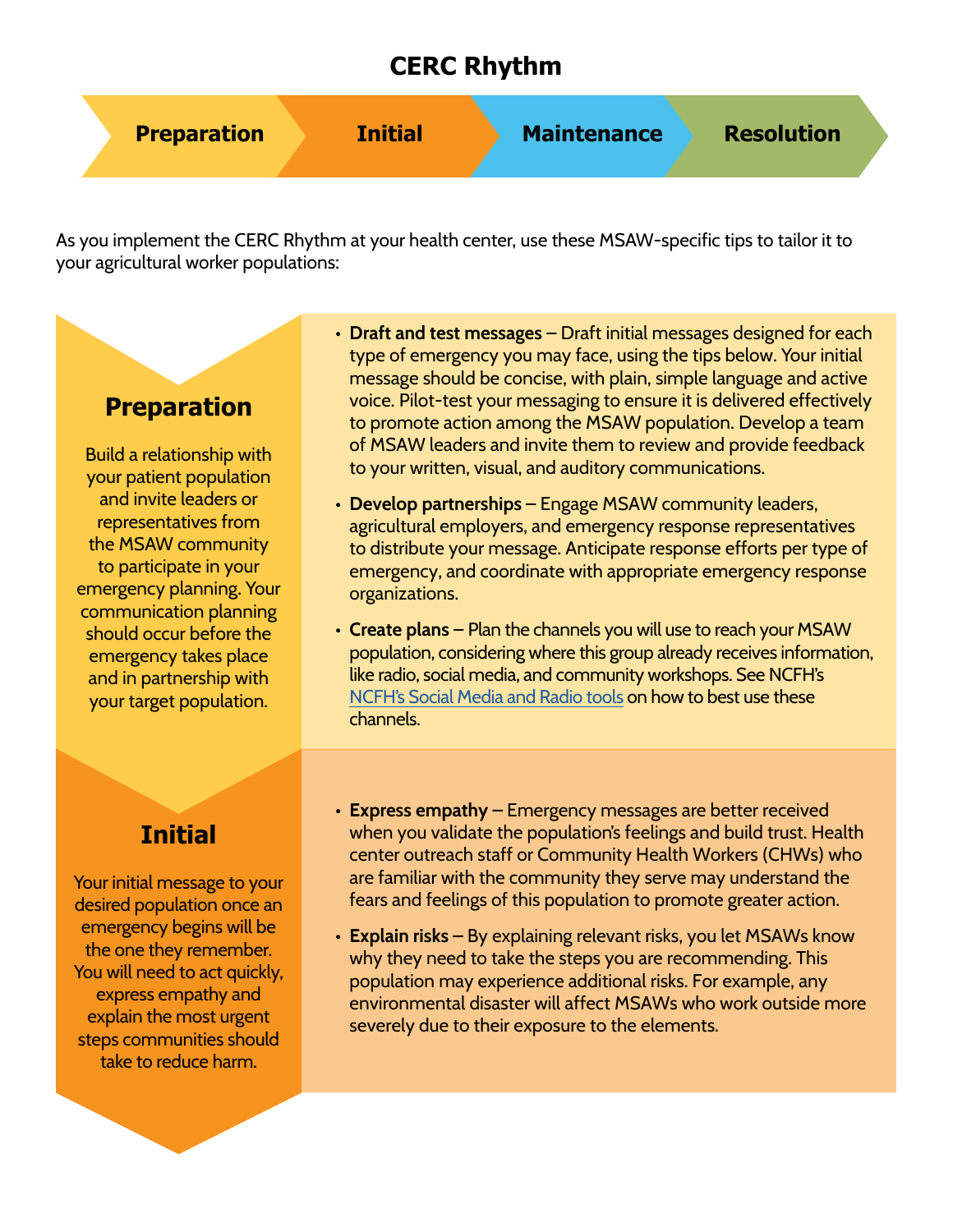# CERC Rhythm

**Preparation** → **Initial** → **Maintenance** → **Resolution**

As you implement the CERC Rhythm at your health center, use these MSAW-specific tips to tailor it to your agricultural worker populations:

## Preparation

Build a relationship with your patient population and invite leaders or representatives from the MSAW community to participate in your emergency planning. Your communication planning should occur before the emergency takes place and in partnership with your target population.

- **Draft and test messages** – Draft initial messages designed for each type of emergency you may face, using the tips below. Your initial message should be concise, with plain, simple language and active voice. Pilot-test your messaging to ensure it is delivered effectively to promote action among the MSAW population. Develop a team of MSAW leaders and invite them to review and provide feedback to your written, visual, and auditory communications.
- **Develop partnerships** – Engage MSAW community leaders, agricultural employers, and emergency response representatives to distribute your message. Anticipate response efforts per type of emergency, and coordinate with appropriate emergency response organizations.
- **Create plans** – Plan the channels you will use to reach your MSAW population, considering where this group already receives information, like radio, social media, and community workshops. See NCFH's NCFH's Social Media and Radio tools on how to best use these channels.

## Initial

Your initial message to your desired population once an emergency begins will be the one they remember. You will need to act quickly, express empathy and explain the most urgent steps communities should take to reduce harm.

- **Express empathy** – Emergency messages are better received when you validate the population's feelings and build trust. Health center outreach staff or Community Health Workers (CHWs) who are familiar with the community they serve may understand the fears and feelings of this population to promote greater action.
- **Explain risks** – By explaining relevant risks, you let MSAWs know why they need to take the steps you are recommending. This population may experience additional risks. For example, any environmental disaster will affect MSAWs who work outside more severely due to their exposure to the elements.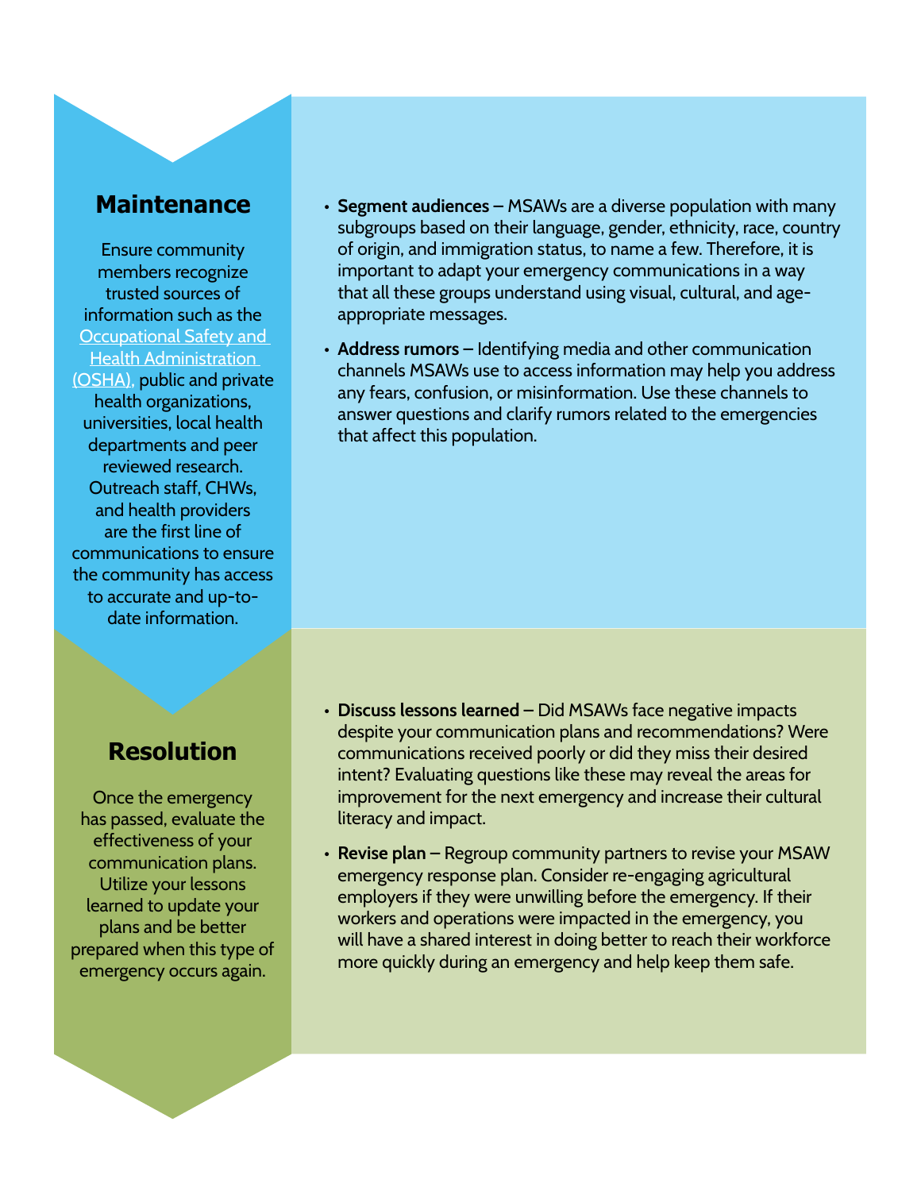## Maintenance

Ensure community members recognize trusted sources of information such as the [Occupational Safety and Health Administration (OSHA)](), public and private health organizations, universities, local health departments and peer reviewed research. Outreach staff, CHWs, and health providers are the first line of communications to ensure the community has access to accurate and up-to-date information.

- **Segment audiences** – MSAWs are a diverse population with many subgroups based on their language, gender, ethnicity, race, country of origin, and immigration status, to name a few. Therefore, it is important to adapt your emergency communications in a way that all these groups understand using visual, cultural, and age-appropriate messages.
- **Address rumors** – Identifying media and other communication channels MSAWs use to access information may help you address any fears, confusion, or misinformation. Use these channels to answer questions and clarify rumors related to the emergencies that affect this population.

## Resolution

Once the emergency has passed, evaluate the effectiveness of your communication plans. Utilize your lessons learned to update your plans and be better prepared when this type of emergency occurs again.

- **Discuss lessons learned** – Did MSAWs face negative impacts despite your communication plans and recommendations? Were communications received poorly or did they miss their desired intent? Evaluating questions like these may reveal the areas for improvement for the next emergency and increase their cultural literacy and impact.
- **Revise plan** – Regroup community partners to revise your MSAW emergency response plan. Consider re-engaging agricultural employers if they were unwilling before the emergency. If their workers and operations were impacted in the emergency, you will have a shared interest in doing better to reach their workforce more quickly during an emergency and help keep them safe.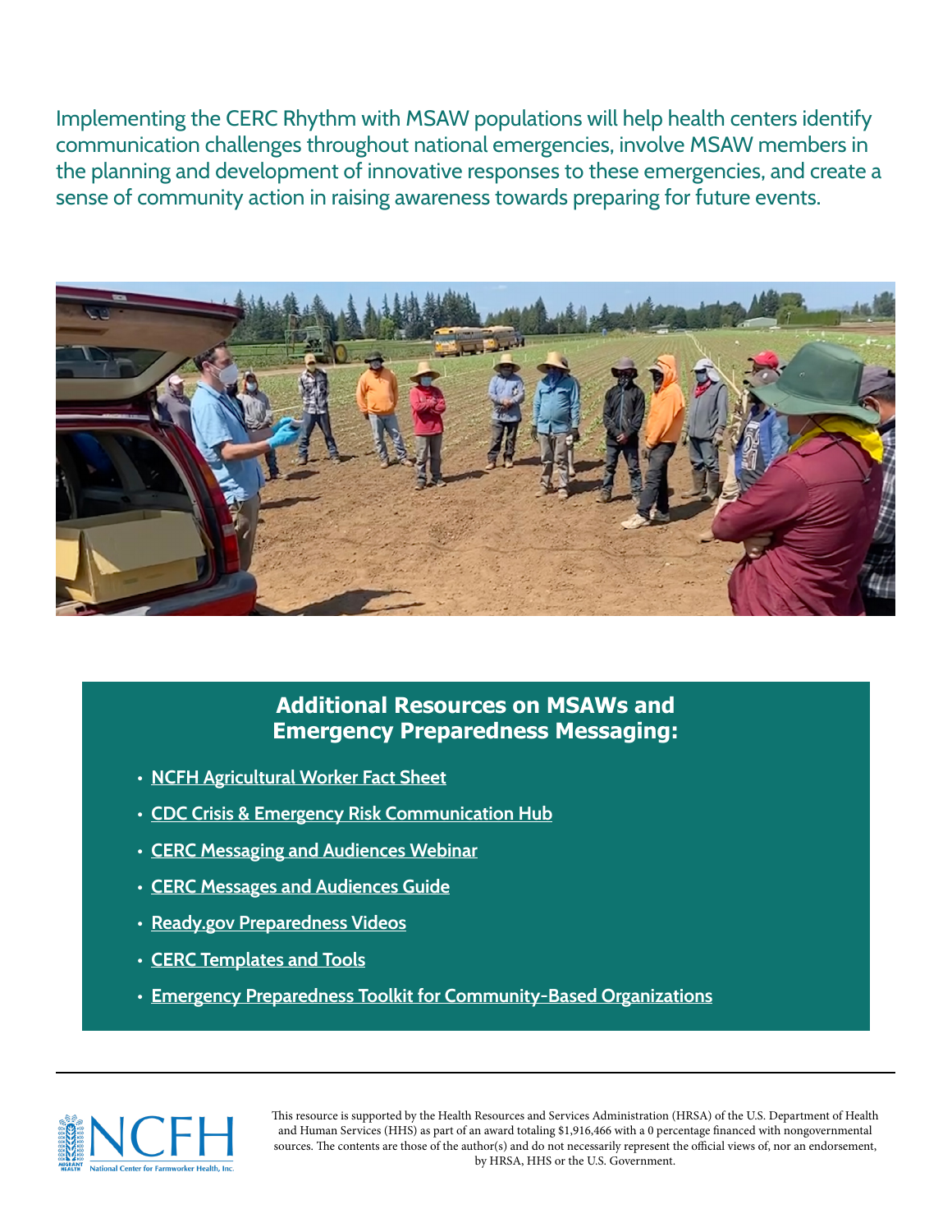Implementing the CERC Rhythm with MSAW populations will help health centers identify communication challenges throughout national emergencies, involve MSAW members in the planning and development of innovative responses to these emergencies, and create a sense of community action in raising awareness towards preparing for future events.

## Additional Resources on MSAWs and Emergency Preparedness Messaging:

- NCFH Agricultural Worker Fact Sheet
- CDC Crisis & Emergency Risk Communication Hub
- CERC Messaging and Audiences Webinar
- CERC Messages and Audiences Guide
- Ready.gov Preparedness Videos
- CERC Templates and Tools
- Emergency Preparedness Toolkit for Community-Based Organizations

NCFH National Center for Farmworker Health, Inc.

This resource is supported by the Health Resources and Services Administration (HRSA) of the U.S. Department of Health and Human Services (HHS) as part of an award totaling $1,916,466 with a 0 percentage financed with nongovernmental sources. The contents are those of the author(s) and do not necessarily represent the official views of, nor an endorsement, by HRSA, HHS or the U.S. Government.